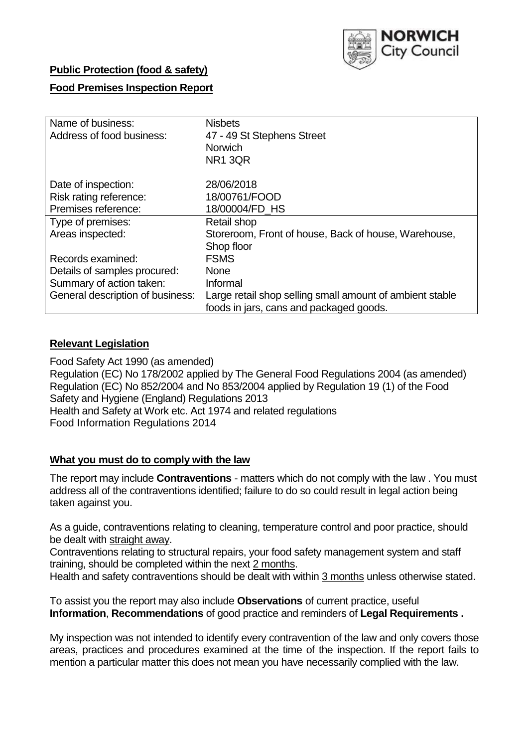**Public Protection (food & safety)**

**Food Premises Inspection Report**

| Name of business: | Nisbets |
|---|---|
| Address of food business: | 47 - 49 St Stephens Street<br>Norwich<br>NR1 3QR |
| Date of inspection: | 28/06/2018 |
| Risk rating reference: | 18/00761/FOOD |
| Premises reference: | 18/00004/FD_HS |
| Type of premises: | Retail shop |
| Areas inspected: | Storeroom, Front of house, Back of house, Warehouse, Shop floor |
| Records examined: | FSMS |
| Details of samples procured: | None |
| Summary of action taken: | Informal |
| General description of business: | Large retail shop selling small amount of ambient stable foods in jars, cans and packaged goods. |

## **Relevant Legislation**

Food Safety Act 1990 (as amended)
Regulation (EC) No 178/2002 applied by The General Food Regulations 2004 (as amended)
Regulation (EC) No 852/2004 and No 853/2004 applied by Regulation 19 (1) of the Food Safety and Hygiene (England) Regulations 2013
Health and Safety at Work etc. Act 1974 and related regulations
Food Information Regulations 2014

## **What you must do to comply with the law**

The report may include **Contraventions** - matters which do not comply with the law . You must address all of the contraventions identified; failure to do so could result in legal action being taken against you.

As a guide, contraventions relating to cleaning, temperature control and poor practice, should be dealt with straight away.

Contraventions relating to structural repairs, your food safety management system and staff training, should be completed within the next 2 months.

Health and safety contraventions should be dealt with within 3 months unless otherwise stated.

To assist you the report may also include **Observations** of current practice, useful **Information**, **Recommendations** of good practice and reminders of **Legal Requirements .**

My inspection was not intended to identify every contravention of the law and only covers those areas, practices and procedures examined at the time of the inspection. If the report fails to mention a particular matter this does not mean you have necessarily complied with the law.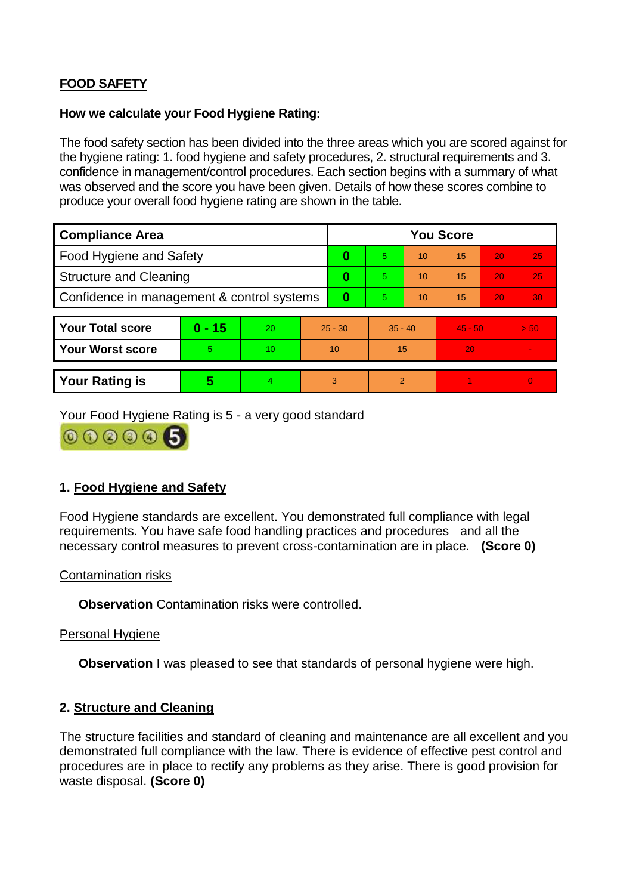**FOOD SAFETY**

**How we calculate your Food Hygiene Rating:**

The food safety section has been divided into the three areas which you are scored against for the hygiene rating: 1. food hygiene and safety procedures, 2. structural requirements and 3. confidence in management/control procedures. Each section begins with a summary of what was observed and the score you have been given. Details of how these scores combine to produce your overall food hygiene rating are shown in the table.

| Compliance Area | You Score | | | | | |
|---|---|---|---|---|---|---|
| Food Hygiene and Safety | **0** | 5 | 10 | 15 | 20 | 25 |
| Structure and Cleaning | **0** | 5 | 10 | 15 | 20 | 25 |
| Confidence in management & control systems | **0** | 5 | 10 | 15 | 20 | 30 |

| | | | | | | |
|---|---|---|---|---|---|---|
| **Your Total score** | **0 - 15** | 20 | 25 - 30 | 35 - 40 | 45 - 50 | > 50 |
| **Your Worst score** | 5 | 10 | 10 | 15 | 20 | - |

| | | | | | | |
|---|---|---|---|---|---|---|
| **Your Rating is** | **5** | 4 | 3 | 2 | 1 | 0 |

Your Food Hygiene Rating is 5 - a very good standard

## 1. Food Hygiene and Safety

Food Hygiene standards are excellent. You demonstrated full compliance with legal requirements. You have safe food handling practices and procedures and all the necessary control measures to prevent cross-contamination are in place. **(Score 0)**

Contamination risks

**Observation** Contamination risks were controlled.

Personal Hygiene

**Observation** I was pleased to see that standards of personal hygiene were high.

## 2. Structure and Cleaning

The structure facilities and standard of cleaning and maintenance are all excellent and you demonstrated full compliance with the law. There is evidence of effective pest control and procedures are in place to rectify any problems as they arise. There is good provision for waste disposal. **(Score 0)**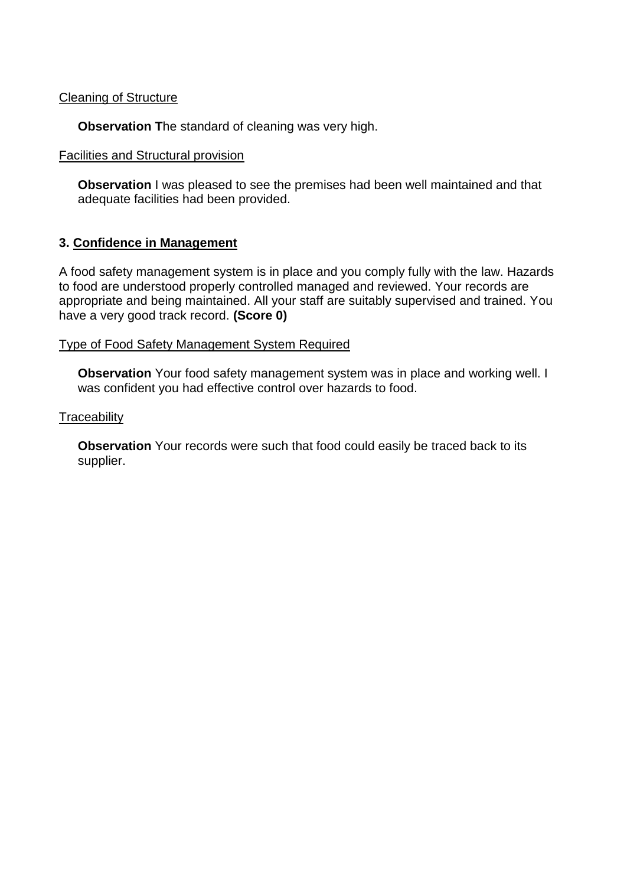Cleaning of Structure

**Observation T**he standard of cleaning was very high.

Facilities and Structural provision

**Observation** I was pleased to see the premises had been well maintained and that adequate facilities had been provided.

## 3. Confidence in Management

A food safety management system is in place and you comply fully with the law. Hazards to food are understood properly controlled managed and reviewed. Your records are appropriate and being maintained. All your staff are suitably supervised and trained. You have a very good track record. **(Score 0)**

Type of Food Safety Management System Required

**Observation** Your food safety management system was in place and working well. I was confident you had effective control over hazards to food.

Traceability

**Observation** Your records were such that food could easily be traced back to its supplier.